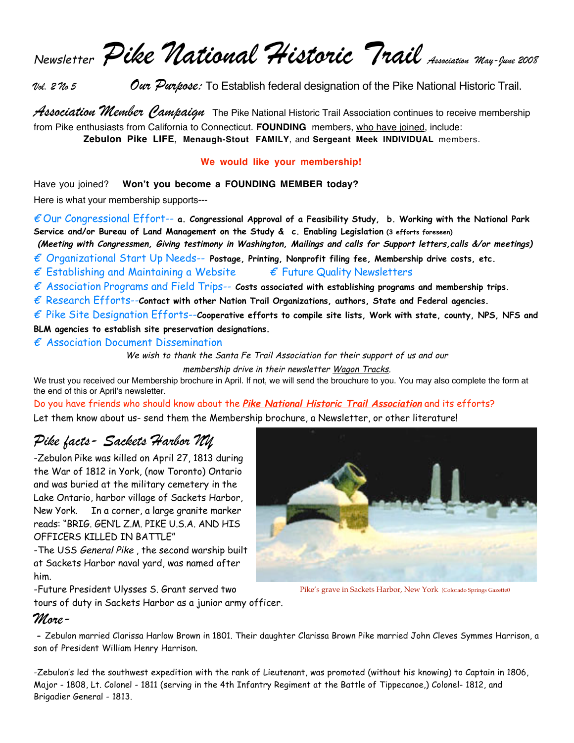# Newsletter *Pike National Historic Trail* Association May-June 2008

*Vol. 2 No 5* *Our Purpose:* To Establish federal designation of the Pike National Historic Trail.

***Association Member Campaign*** The Pike National Historic Trail Association continues to receive membership from Pike enthusiasts from California to Connecticut. **FOUNDING** members, who have joined, include: **Zebulon Pike LIFE**, **Menaugh-Stout FAMILY**, and **Sergeant Meek INDIVIDUAL** members.

**We would like your membership!**

Have you joined? **Won't you become a FOUNDING MEMBER today?**

Here is what your membership supports---

- € Our Congressional Effort-- **a. Congressional Approval of a Feasibility Study, b. Working with the National Park Service and/or Bureau of Land Management on the Study & c. Enabling Legislation** (3 efforts foreseen) ***(Meeting with Congressmen, Giving testimony in Washington, Mailings and calls for Support letters,calls &/or meetings)***
- € Organizational Start Up Needs-- **Postage, Printing, Nonprofit filing fee, Membership drive costs, etc.**
- € Establishing and Maintaining a Website € Future Quality Newsletters
- € Association Programs and Field Trips-- **Costs associated with establishing programs and membership trips.**
- € Research Efforts--**Contact with other Nation Trail Organizations, authors, State and Federal agencies.**
- € Pike Site Designation Efforts--**Cooperative efforts to compile site lists, Work with state, county, NPS, NFS and BLM agencies to establish site preservation designations.**
- € Association Document Dissemination

*We wish to thank the Santa Fe Trail Association for their support of us and our membership drive in their newsletter Wagon Tracks.*

We trust you received our Membership brochure in April. If not, we will send the brouchure to you. You may also complete the form at the end of this or April's newsletter.

Do you have friends who should know about the ***Pike National Historic Trail Association*** and its efforts? Let them know about us- send them the Membership brochure, a Newsletter, or other literature!

## *Pike facts- Sackets Harbor NY*

-Zebulon Pike was killed on April 27, 1813 during the War of 1812 in York, (now Toronto) Ontario and was buried at the military cemetery in the Lake Ontario, harbor village of Sackets Harbor, New York. In a corner, a large granite marker reads: "BRIG. GEN'L Z.M. PIKE U.S.A. AND HIS OFFICERS KILLED IN BATTLE"

-The USS *General Pike* , the second warship built at Sackets Harbor naval yard, was named after him.

-Future President Ulysses S. Grant served two tours of duty in Sackets Harbor as a junior army officer.

Pike's grave in Sackets Harbor, New York (Colorado Springs Gazette0

## *More-*

- Zebulon married Clarissa Harlow Brown in 1801. Their daughter Clarissa Brown Pike married John Cleves Symmes Harrison, a son of President William Henry Harrison.

-Zebulon's led the southwest expedition with the rank of Lieutenant, was promoted (without his knowing) to Captain in 1806, Major - 1808, Lt. Colonel - 1811 (serving in the 4th Infantry Regiment at the Battle of Tippecanoe,) Colonel- 1812, and Brigadier General - 1813.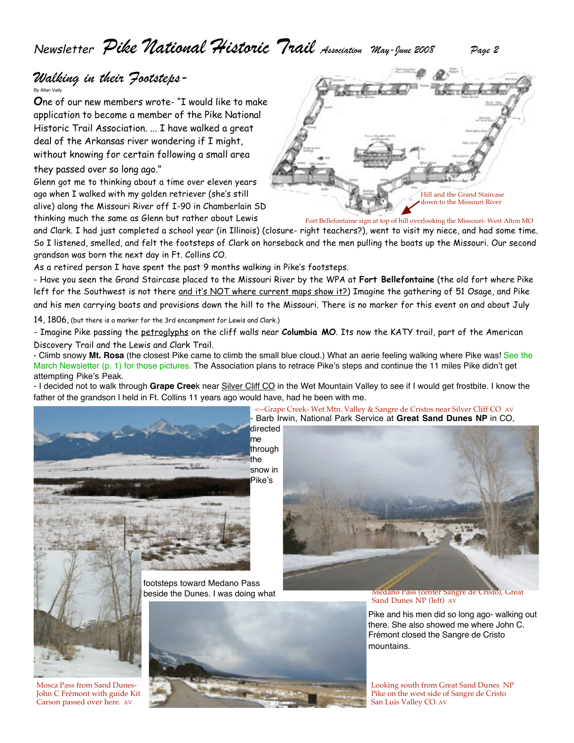## *Walking in their Footsteps-*

By Allan Vaily

**O**ne of our new members wrote- "I would like to make application to become a member of the Pike National Historic Trail Association. ... I have walked a great deal of the Arkansas river wondering if I might, without knowing for certain following a small area they passed over so long ago."

Glenn got me to thinking about a time over eleven years ago when I walked with my golden retriever (she's still alive) along the Missouri River off I-90 in Chamberlain SD thinking much the same as Glenn but rather about Lewis and Clark. I had just completed a school year (in Illinois) (closure- right teachers?), went to visit my niece, and had some time. So I listened, smelled, and felt the footsteps of Clark on horseback and the men pulling the boats up the Missouri. Our second grandson was born the next day in Ft. Collins CO.

Hill and the Grand Staircase down to the Missouri River

Fort Bellefontaine sign at top of hill overlooking the Missouri- West Alton MO

As a retired person I have spent the past 9 months walking in Pike's footsteps.

- Have you seen the Grand Staircase placed to the Missouri River by the WPA at **Fort Bellefontaine** (the old fort where Pike left for the Southwest is not there and it's NOT where current maps show it?) Imagine the gathering of 51 Osage, and Pike and his men carrying boats and provisions down the hill to the Missouri. There is no marker for this event on and about July 14, 1806, (but there is a marker for the 3rd encampment for Lewis and Clark.)

- Imagine Pike passing the petroglyphs on the cliff walls near **Columbia MO**. Its now the KATY trail, part of the American Discovery Trail and the Lewis and Clark Trail.

- Climb snowy **Mt. Rosa** (the closest Pike came to climb the small blue cloud.) What an aerie feeling walking where Pike was! See the March Newsletter (p. 1) for those pictures. The Association plans to retrace Pike's steps and continue the 11 miles Pike didn't get attempting Pike's Peak.

- I decided not to walk through **Grape Cree**k near Silver Cliff CO in the Wet Mountain Valley to see if I would get frostbite. I know the father of the grandson I held in Ft. Collins 11 years ago would have, had he been with me.

<--Grape Creek- Wet Mtn. Valley & Sangre de Cristos near Silver Cliff CO AV

- Barb Irwin, National Park Service at **Great Sand Dunes NP** in CO, directed me through the snow in Pike's footsteps toward Medano Pass beside the Dunes. I was doing what Pike and his men did so long ago- walking out there. She also showed me where John C. Frémont closed the Sangre de Cristo mountains.

Medano Pass (center Sangre de Cristo), Great Sand Dunes NP (left) AV

Mosca Pass from Sand Dunes- John C Frémont with guide Kit Carson passed over here. AV

Looking south from Great Sand Dunes NP Pike on the west side of Sangre de Cristo San Luis Valley CO. AV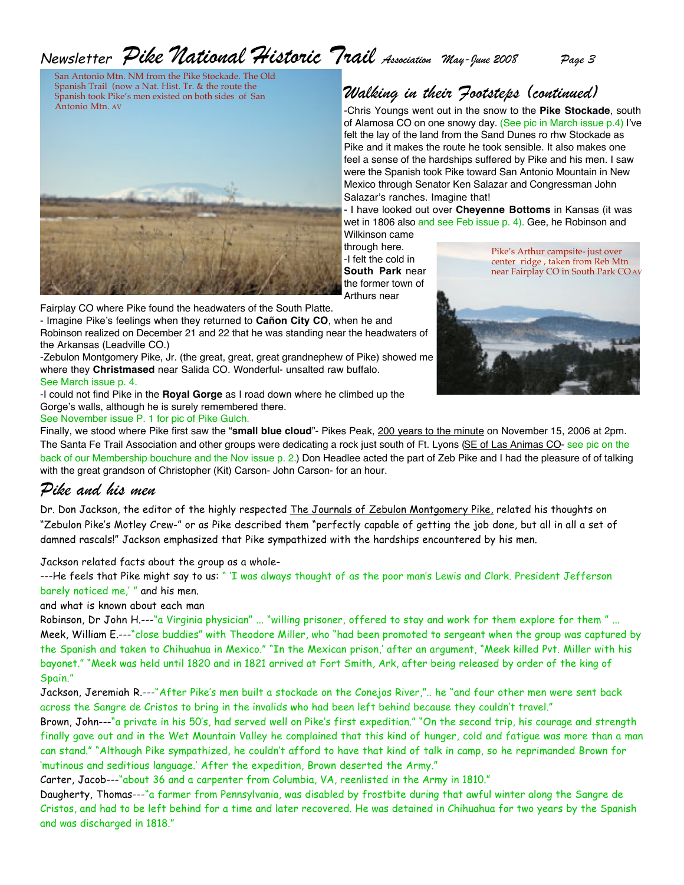San Antonio Mtn. NM from the Pike Stockade. The Old Spanish Trail (now a Nat. Hist. Tr. & the route the Spanish took Pike's men existed on both sides of San Antonio Mtn. AV

## Walking in their Footsteps (continued)

-Chris Youngs went out in the snow to the **Pike Stockade**, south of Alamosa CO on one snowy day. (See pic in March issue p.4) I've felt the lay of the land from the Sand Dunes ro rhw Stockade as Pike and it makes the route he took sensible. It also makes one feel a sense of the hardships suffered by Pike and his men. I saw were the Spanish took Pike toward San Antonio Mountain in New Mexico through Senator Ken Salazar and Congressman John Salazar's ranches. Imagine that!

- I have looked out over **Cheyenne Bottoms** in Kansas (it was wet in 1806 also and see Feb issue p. 4). Gee, he Robinson and Wilkinson came through here.

-I felt the cold in **South Park** near the former town of Arthurs near Fairplay CO where Pike found the headwaters of the South Platte.

Pike's Arthur campsite- just over center ridge , taken from Reb Mtn near Fairplay CO in South Park CO AV

- Imagine Pike's feelings when they returned to **Cañon City CO**, when he and Robinson realized on December 21 and 22 that he was standing near the headwaters of the Arkansas (Leadville CO.)

-Zebulon Montgomery Pike, Jr. (the great, great, great grandnephew of Pike) showed me where they **Christmased** near Salida CO. Wonderful- unsalted raw buffalo. See March issue p. 4.

-I could not find Pike in the **Royal Gorge** as I road down where he climbed up the Gorge's walls, although he is surely remembered there.
See November issue P. 1 for pic of Pike Gulch.

Finally, we stood where Pike first saw the "**small blue cloud**"- Pikes Peak, 200 years to the minute on November 15, 2006 at 2pm. The Santa Fe Trail Association and other groups were dedicating a rock just south of Ft. Lyons (SE of Las Animas CO- see pic on the back of our Membership bouchure and the Nov issue p. 2.) Don Headlee acted the part of Zeb Pike and I had the pleasure of of talking with the great grandson of Christopher (Kit) Carson- John Carson- for an hour.

## Pike and his men

Dr. Don Jackson, the editor of the highly respected The Journals of Zebulon Montgomery Pike, related his thoughts on "Zebulon Pike's Motley Crew-" or as Pike described them "perfectly capable of getting the job done, but all in all a set of damned rascals!" Jackson emphasized that Pike sympathized with the hardships encountered by his men.

Jackson related facts about the group as a whole-

---He feels that Pike might say to us: " 'I was always thought of as the poor man's Lewis and Clark. President Jefferson barely noticed me,' " and his men.

and what is known about each man

Robinson, Dr John H.---"a Virginia physician" ... "willing prisoner, offered to stay and work for them explore for them " ...

Meek, William E.---"close buddies" with Theodore Miller, who "had been promoted to sergeant when the group was captured by the Spanish and taken to Chihuahua in Mexico." "In the Mexican prison,' after an argument, "Meek killed Pvt. Miller with his bayonet." "Meek was held until 1820 and in 1821 arrived at Fort Smith, Ark, after being released by order of the king of Spain."

Jackson, Jeremiah R.---"After Pike's men built a stockade on the Conejos River,".. he "and four other men were sent back across the Sangre de Cristos to bring in the invalids who had been left behind because they couldn't travel."

Brown, John---"a private in his 50's, had served well on Pike's first expedition." "On the second trip, his courage and strength finally gave out and in the Wet Mountain Valley he complained that this kind of hunger, cold and fatigue was more than a man can stand." "Although Pike sympathized, he couldn't afford to have that kind of talk in camp, so he reprimanded Brown for 'mutinous and seditious language.' After the expedition, Brown deserted the Army."

Carter, Jacob---"about 36 and a carpenter from Columbia, VA, reenlisted in the Army in 1810."

Daugherty, Thomas---"a farmer from Pennsylvania, was disabled by frostbite during that awful winter along the Sangre de Cristos, and had to be left behind for a time and later recovered. He was detained in Chihuahua for two years by the Spanish and was discharged in 1818."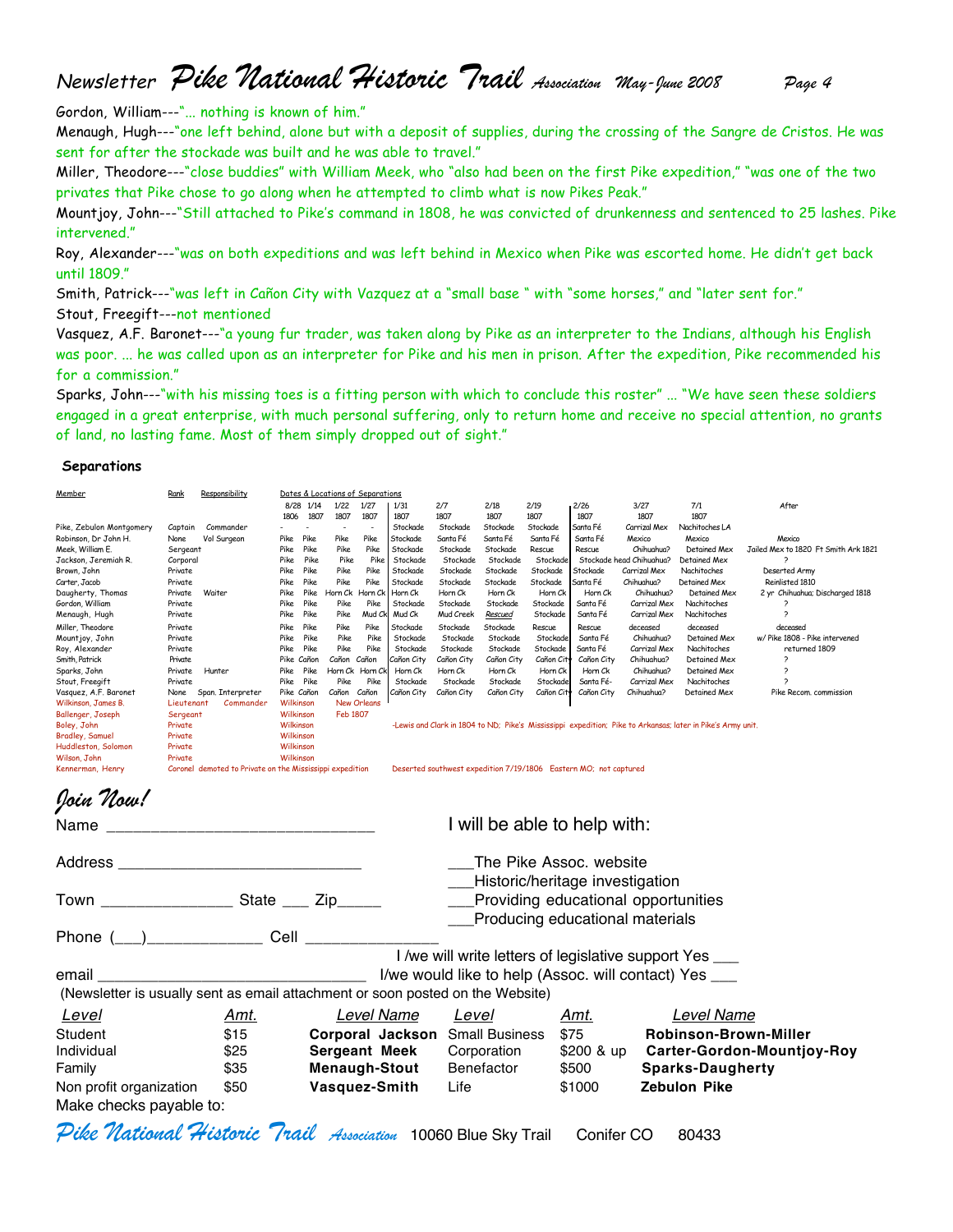Gordon, William---"... nothing is known of him."

Menaugh, Hugh---"one left behind, alone but with a deposit of supplies, during the crossing of the Sangre de Cristos. He was sent for after the stockade was built and he was able to travel."

Miller, Theodore---"close buddies" with William Meek, who "also had been on the first Pike expedition," "was one of the two privates that Pike chose to go along when he attempted to climb what is now Pikes Peak."

Mountjoy, John---"Still attached to Pike's command in 1808, he was convicted of drunkenness and sentenced to 25 lashes. Pike intervened."

Roy, Alexander---"was on both expeditions and was left behind in Mexico when Pike was escorted home. He didn't get back until 1809."

Smith, Patrick---"was left in Cañon City with Vazquez at a "small base " with "some horses," and "later sent for."

Stout, Freegift---not mentioned

Vasquez, A.F. Baronet---"a young fur trader, was taken along by Pike as an interpreter to the Indians, although his English was poor. ... he was called upon as an interpreter for Pike and his men in prison. After the expedition, Pike recommended his for a commission."

Sparks, John---"with his missing toes is a fitting person with which to conclude this roster" ... "We have seen these soldiers engaged in a great enterprise, with much personal suffering, only to return home and receive no special attention, no grants of land, no lasting fame. Most of them simply dropped out of sight."

### Separations

| Member | Rank | Responsibility | 8/28 1806 | 1/14 1807 | 1/22 1807 | 1/27 1807 | 1/31 1807 | 2/7 1807 | 2/18 1807 | 2/19 1807 | 2/26 1807 | 3/27 1807 | 7/1 1807 | After |
|---|---|---|---|---|---|---|---|---|---|---|---|---|---|---|
| Pike, Zebulon Montgomery | Captain | Commander | - | - | - | - | Stockade | Stockade | Stockade | Stockade | Santa Fé | Carrizal Mex | Nachitoches LA | |
| Robinson, Dr John H. | None | Vol Surgeon | Pike | Pike | Pike | Pike | Stockade | Santa Fé | Santa Fé | Santa Fé | Santa Fé | Mexico | Mexico | Mexico |
| Meek, William E. | Sergeant | | Pike | Pike | Pike | Pike | Stockade | Stockade | Stockade | Rescue | Rescue | Chihuahua? | Detained Mex | Jailed Mex to 1820 Ft Smith Ark 1821 |
| Jackson, Jeremiah R. | Corporal | | Pike | Pike | Pike | Pike | Stockade | Stockade | Stockade | Stockade | Stockade head | Chihuahua? | Detained Mex | ? |
| Brown, John | Private | | Pike | Pike | Pike | Pike | Stockade | Stockade | Stockade | Stockade | Stockade | Carrizal Mex | Nachitoches | Deserted Army |
| Carter, Jacob | Private | | Pike | Pike | Pike | Pike | Stockade | Stockade | Stockade | Stockade | Santa Fé | Chihuahua? | Detained Mex | Reinlisted 1810 |
| Daugherty, Thomas | Private | Waiter | Pike | Pike | Horn Ck | Horn Ck | Horn Ck | Horn Ck | Horn Ck | Horn Ck | Horn Ck | Chihuahua? | Detained Mex | 2 yr Chihuahua; Discharged 1818 |
| Gordon, William | Private | | Pike | Pike | Pike | Pike | Stockade | Stockade | Stockade | Stockade | Santa Fé | Carrizal Mex | Nachitoches | ? |
| Menaugh, Hugh | Private | | Pike | Pike | Pike | Mud Ck | Mud Ck | Mud Creek | Rescued | Stockade | Santa Fé | Carrizal Mex | Nachitoches | ? |
| Miller, Theodore | Private | | Pike | Pike | Pike | Pike | Stockade | Stockade | Stockade | Rescue | Rescue | deceased | deceased | deceased |
| Mountjoy, John | Private | | Pike | Pike | Pike | Pike | Stockade | Stockade | Stockade | Stockade | Santa Fé | Chihuahua? | Detained Mex | w/ Pike 1808 - Pike intervened |
| Roy, Alexander | Private | | Pike | Pike | Pike | Pike | Stockade | Stockade | Stockade | Stockade | Santa Fé | Carrizal Mex | Nachitoches | returned 1809 |
| Smith, Patrick | Private | | Pike | Cañon | Cañon | Cañon | Cañon City | Cañon City | Cañon City | Cañon City | Cañon City | Chihuahua? | Detained Mex | ? |
| Sparks, John | Private | Hunter | Pike | Pike | Horn Ck | Horn Ck | Horn Ck | Horn Ck | Horn Ck | Horn Ck | Horn Ck | Chihuahua? | Detained Mex | ? |
| Stout, Freegift | Private | | Pike | Pike | Pike | Pike | Stockade | Stockade | Stockade | Stockade | Santa Fé- | Carrizal Mex | Nachitoches | ? |
| Vasquez, A.F. Baronet | None | Span. Interpreter | Pike | Cañon | Cañon | Cañon | Cañon City | Cañon City | Cañon City | Cañon City | Cañon City | Chihuahua? | Detained Mex | Pike Recom. commission |
| Wilkinson, James B. | Lieutenant | Commander | Wilkinson | | New Orleans Feb 1807 | | | | | | | | | |
| Ballenger, Joseph | Sergeant | | Wilkinson | | | | | | | | | | | |
| Boley, John | Private | | Wilkinson | | | | -Lewis and Clark in 1804 to ND; Pike's Mississippi expedition; Pike to Arkansas; later in Pike's Army unit. | | | | | | | |
| Bradley, Samuel | Private | | Wilkinson | | | | | | | | | | | |
| Huddleston, Solomon | Private | | Wilkinson | | | | | | | | | | | |
| Wilson, John | Private | | Wilkinson | | | | | | | | | | | |
| Kennerman, Henry | Coronel demoted to Private on the Mississippi expedition | | | | | | Deserted southwest expedition 7/19/1806 Eastern MO; not captured | | | | | | | |

## Join Now!

Name ______________________________

Address ____________________________

Town _______________ State ___ Zip_____

Phone (___)_____________ Cell _______________

email ________________________________

I will be able to help with:

___The Pike Assoc. website

___Historic/heritage investigation

___Providing educational opportunities

___Producing educational materials

I /we will write letters of legislative support Yes ___

I/we would like to help (Assoc. will contact) Yes ___

(Newsletter is usually sent as email attachment or soon posted on the Website)

| Level | Amt. | Level Name | Level | Amt. | Level Name |
|---|---|---|---|---|---|
| Student | $15 | **Corporal Jackson** | Small Business | $75 | **Robinson-Brown-Miller** |
| Individual | $25 | **Sergeant Meek** | Corporation | $200 & up | **Carter-Gordon-Mountjoy-Roy** |
| Family | $35 | **Menaugh-Stout** | Benefactor | $500 | **Sparks-Daugherty** |
| Non profit organization | $50 | **Vasquez-Smith** | Life | $1000 | **Zebulon Pike** |

Make checks payable to:

*Pike National Historic Trail Association* 10060 Blue Sky Trail Conifer CO 80433